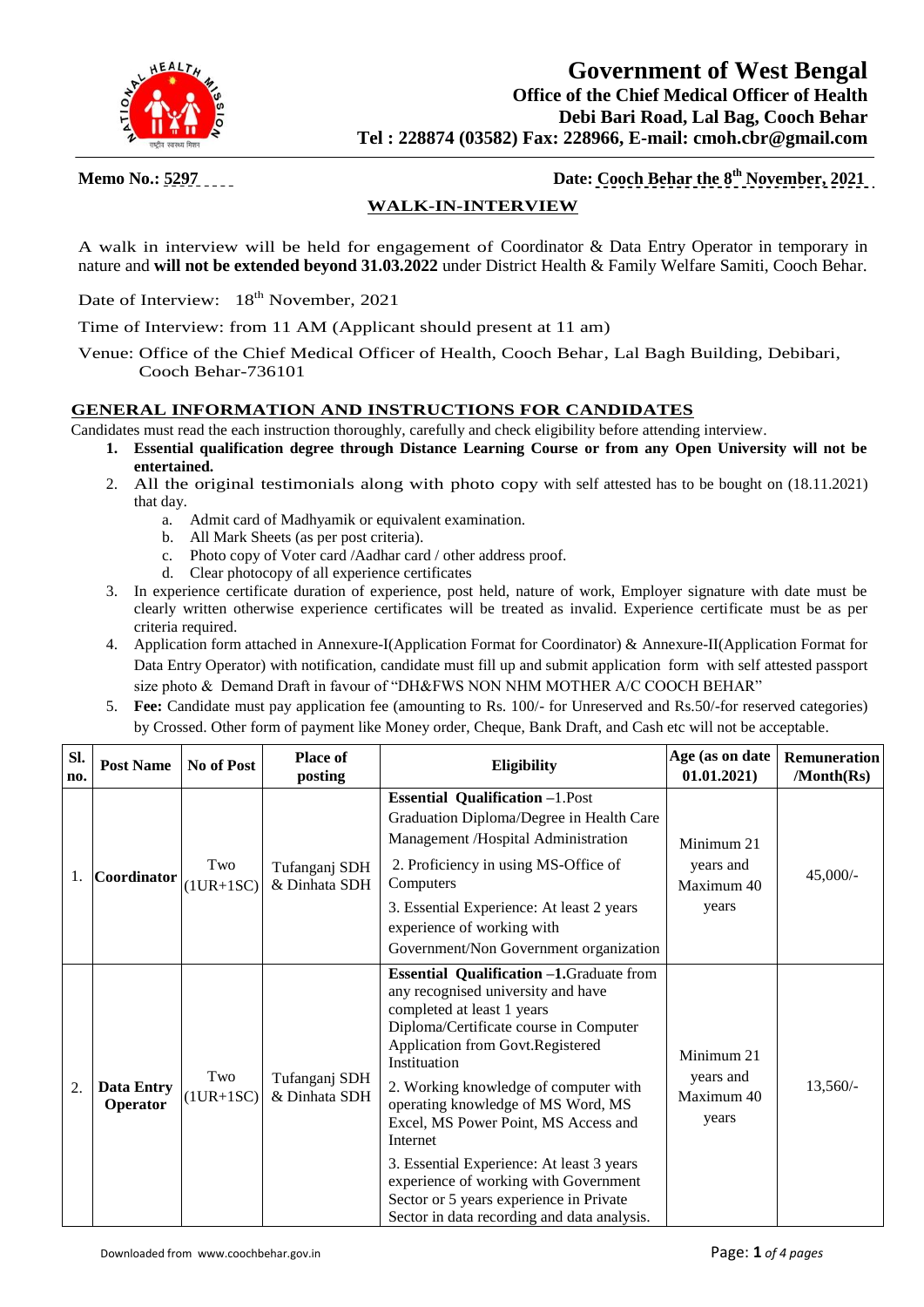# Government of West Bengal

## Office of the Chief Medical Officer of Health

**Debi Bari Road, Lal Bag, Cooch Behar**

**Tel : 228874 (03582) Fax: 228966, E-mail: cmoh.cbr@gmail.com**

**Memo No.:** 5297

**Date:** Cooch Behar the 8th November, 2021

## WALK-IN-INTERVIEW

A walk in interview will be held for engagement of Coordinator & Data Entry Operator in temporary in nature and **will not be extended beyond 31.03.2022** under District Health & Family Welfare Samiti, Cooch Behar.

Date of Interview: 18th November, 2021

Time of Interview: from 11 AM (Applicant should present at 11 am)

Venue: Office of the Chief Medical Officer of Health, Cooch Behar, Lal Bagh Building, Debibari, Cooch Behar-736101

## GENERAL INFORMATION AND INSTRUCTIONS FOR CANDIDATES

Candidates must read the each instruction thoroughly, carefully and check eligibility before attending interview.

1. **Essential qualification degree through Distance Learning Course or from any Open University will not be entertained.**
2. All the original testimonials along with photo copy with self attested has to be bought on (18.11.2021) that day.
   a. Admit card of Madhyamik or equivalent examination.
   b. All Mark Sheets (as per post criteria).
   c. Photo copy of Voter card /Aadhar card / other address proof.
   d. Clear photocopy of all experience certificates
3. In experience certificate duration of experience, post held, nature of work, Employer signature with date must be clearly written otherwise experience certificates will be treated as invalid. Experience certificate must be as per criteria required.
4. Application form attached in Annexure-I(Application Format for Coordinator) & Annexure-II(Application Format for Data Entry Operator) with notification, candidate must fill up and submit application form with self attested passport size photo & Demand Draft in favour of "DH&FWS NON NHM MOTHER A/C COOCH BEHAR"
5. **Fee:** Candidate must pay application fee (amounting to Rs. 100/- for Unreserved and Rs.50/-for reserved categories) by Crossed. Other form of payment like Money order, Cheque, Bank Draft, and Cash etc will not be acceptable.

| Sl. no. | Post Name | No of Post | Place of posting | Eligibility | Age (as on date 01.01.2021) | Remuneration /Month(Rs) |
|---|---|---|---|---|---|---|
| 1. | **Coordinator** | Two (1UR+1SC) | Tufanganj SDH & Dinhata SDH | **Essential Qualification** –1.Post Graduation Diploma/Degree in Health Care Management /Hospital Administration<br>2. Proficiency in using MS-Office of Computers<br>3. Essential Experience: At least 2 years experience of working with Government/Non Government organization | Minimum 21 years and Maximum 40 years | 45,000/- |
| 2. | **Data Entry Operator** | Two (1UR+1SC) | Tufanganj SDH & Dinhata SDH | **Essential Qualification –1.**Graduate from any recognised university and have completed at least 1 years Diploma/Certificate course in Computer Application from Govt.Registered Instituation<br>2. Working knowledge of computer with operating knowledge of MS Word, MS Excel, MS Power Point, MS Access and Internet<br>3. Essential Experience: At least 3 years experience of working with Government Sector or 5 years experience in Private Sector in data recording and data analysis. | Minimum 21 years and Maximum 40 years | 13,560/- |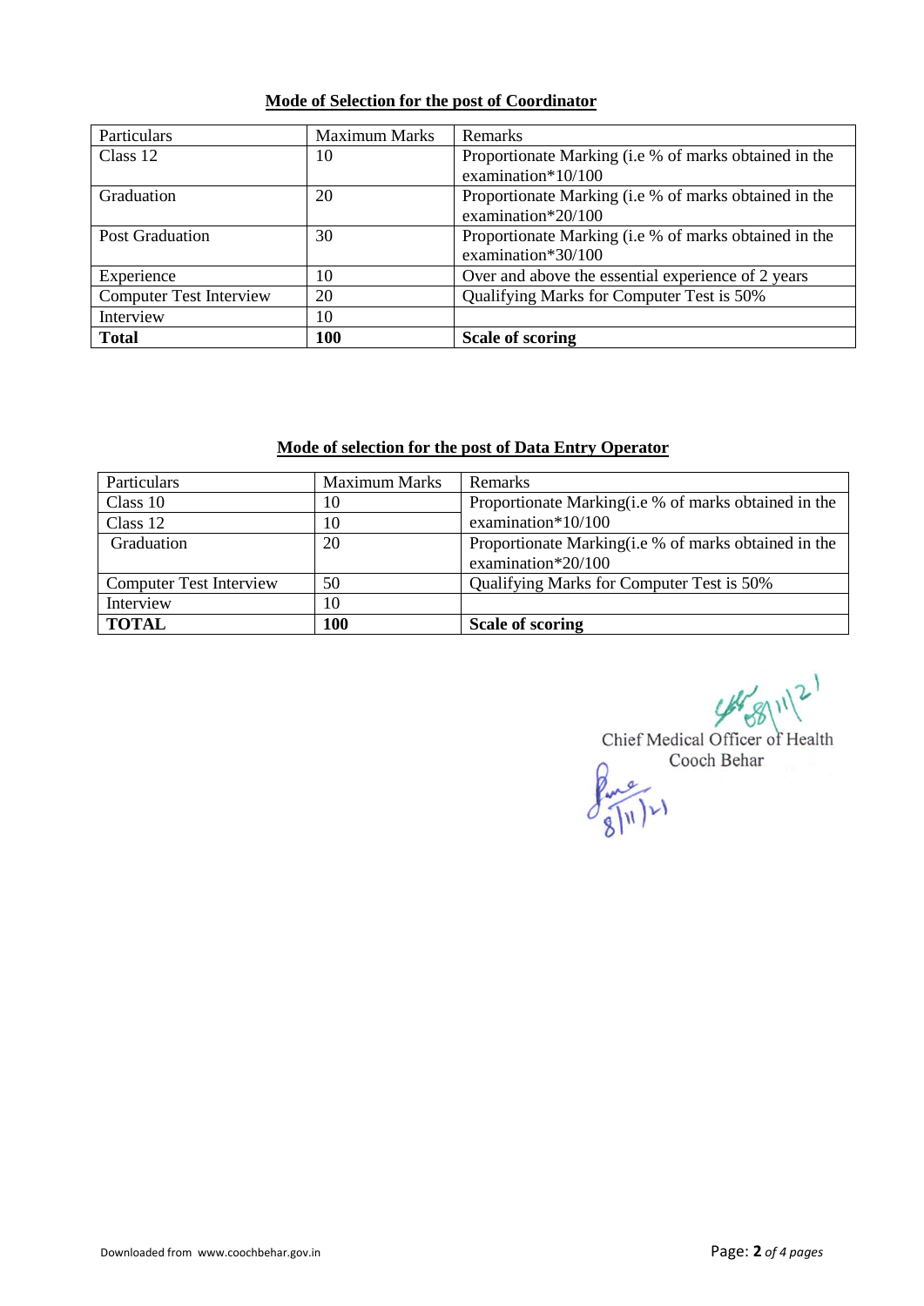**Mode of Selection for the post of Coordinator**

| Particulars | Maximum Marks | Remarks |
|---|---|---|
| Class 12 | 10 | Proportionate Marking (i.e % of marks obtained in the examination*10/100 |
| Graduation | 20 | Proportionate Marking (i.e % of marks obtained in the examination*20/100 |
| Post Graduation | 30 | Proportionate Marking (i.e % of marks obtained in the examination*30/100 |
| Experience | 10 | Over and above the essential experience of 2 years |
| Computer Test Interview | 20 | Qualifying Marks for Computer Test is 50% |
| Interview | 10 | |
| **Total** | **100** | **Scale of scoring** |

**Mode of selection for the post of Data Entry Operator**

| Particulars | Maximum Marks | Remarks |
|---|---|---|
| Class 10 | 10 | Proportionate Marking(i.e % of marks obtained in the examination*10/100 |
| Class 12 | 10 | |
| Graduation | 20 | Proportionate Marking(i.e % of marks obtained in the examination*20/100 |
| Computer Test Interview | 50 | Qualifying Marks for Computer Test is 50% |
| Interview | 10 | |
| **TOTAL** | **100** | **Scale of scoring** |

08/11/21

Chief Medical Officer of Health
Cooch Behar

8/11/21

Downloaded from www.coochbehar.gov.in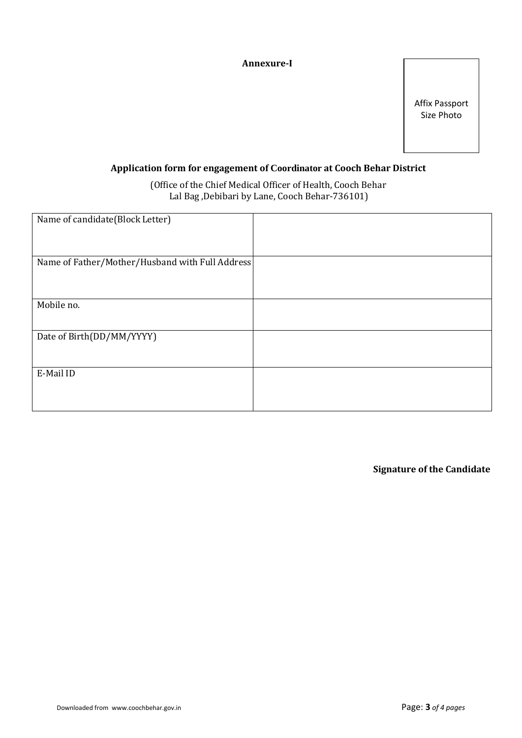**Annexure-I**

Affix Passport Size Photo

**Application form for engagement of Coordinator at Cooch Behar District**

(Office of the Chief Medical Officer of Health, Cooch Behar
Lal Bag ,Debibari by Lane, Cooch Behar-736101)

| | |
|---|---|
| Name of candidate(Block Letter) | |
| Name of Father/Mother/Husband with Full Address | |
| Mobile no. | |
| Date of Birth(DD/MM/YYYY) | |
| E-Mail ID | |

**Signature of the Candidate**

Downloaded from www.coochbehar.gov.in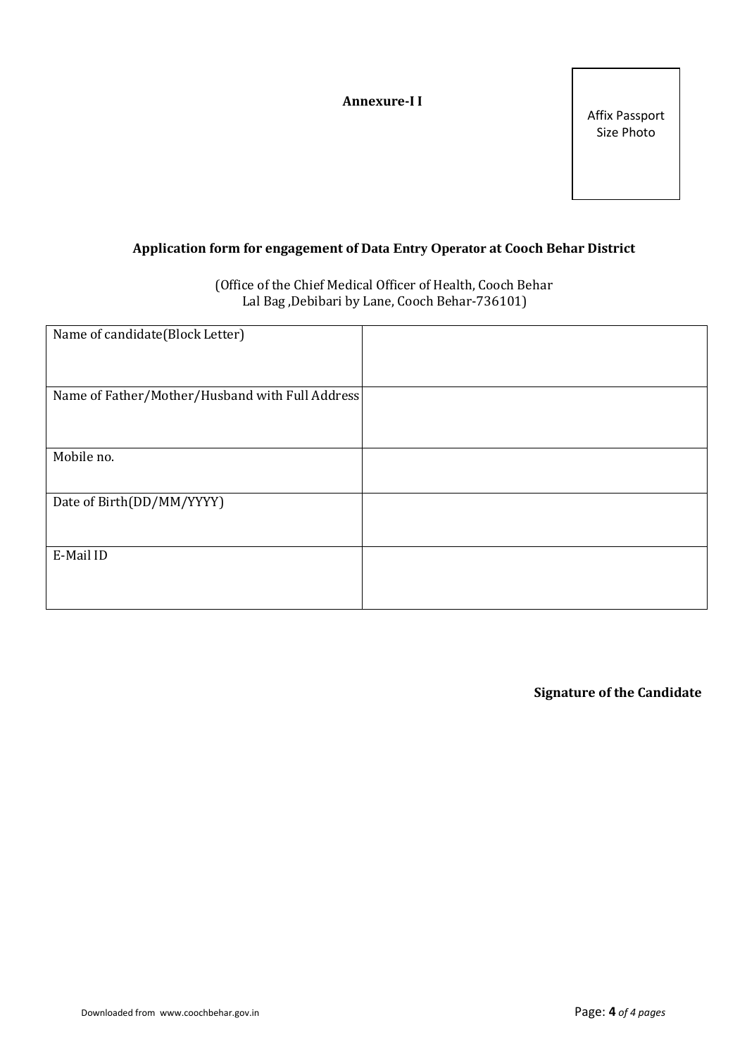**Annexure-I I**

Affix Passport Size Photo

## Application form for engagement of Data Entry Operator at Cooch Behar District

(Office of the Chief Medical Officer of Health, Cooch Behar
Lal Bag ,Debibari by Lane, Cooch Behar-736101)

| | |
|---|---|
| Name of candidate(Block Letter) | |
| Name of Father/Mother/Husband with Full Address | |
| Mobile no. | |
| Date of Birth(DD/MM/YYYY) | |
| E-Mail ID | |

**Signature of the Candidate**